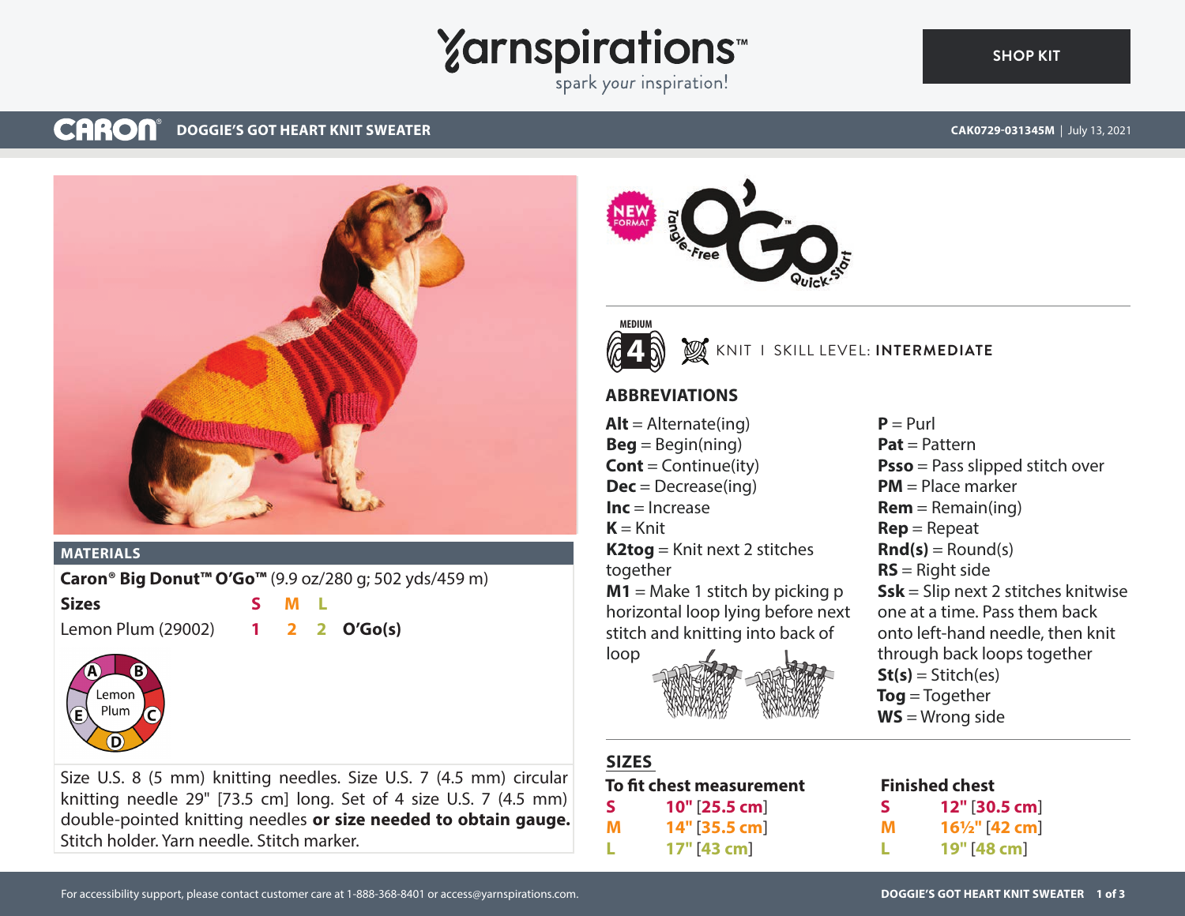Yarnspirations™ spark your inspiration!

SHOP KIT

CARON® **DOGGIE'S GOT HEART KNIT SWEATER**

CAK0729-031345M | July 13, 2021

NEW FORMAT

Tangle-Free O'Go™ Quick-Start

MEDIUM 4

KNIT | SKILL LEVEL: **INTERMEDIATE**

## MATERIALS

**Caron® Big Donut™ O'Go™** (9.9 oz/280 g; 502 yds/459 m)

| Sizes | S | M | L | |
|---|---|---|---|---|
| Lemon Plum (29002) | 1 | 2 | 2 | **O'Go(s)** |

Lemon Plum: A, B, C, D, E

Size U.S. 8 (5 mm) knitting needles. Size U.S. 7 (4.5 mm) circular knitting needle 29" [73.5 cm] long. Set of 4 size U.S. 7 (4.5 mm) double-pointed knitting needles **or size needed to obtain gauge.** Stitch holder. Yarn needle. Stitch marker.

## ABBREVIATIONS

**Alt** = Alternate(ing)
**Beg** = Begin(ning)
**Cont** = Continue(ity)
**Dec** = Decrease(ing)
**Inc** = Increase
**K** = Knit
**K2tog** = Knit next 2 stitches together
**M1** = Make 1 stitch by picking p horizontal loop lying before next stitch and knitting into back of loop
**P** = Purl
**Pat** = Pattern
**Psso** = Pass slipped stitch over
**PM** = Place marker
**Rem** = Remain(ing)
**Rep** = Repeat
**Rnd(s)** = Round(s)
**RS** = Right side
**Ssk** = Slip next 2 stitches knitwise one at a time. Pass them back onto left-hand needle, then knit through back loops together
**St(s)** = Stitch(es)
**Tog** = Together
**WS** = Wrong side

## SIZES

| | To fit chest measurement | Finished chest |
|---|---|---|
| S | **10"** [**25.5 cm**] | **12"** [**30.5 cm**] |
| M | **14"** [**35.5 cm**] | **16½"** [**42 cm**] |
| L | **17"** [**43 cm**] | **19"** [**48 cm**] |

For accessibility support, please contact customer care at 1-888-368-8401 or access@yarnspirations.com.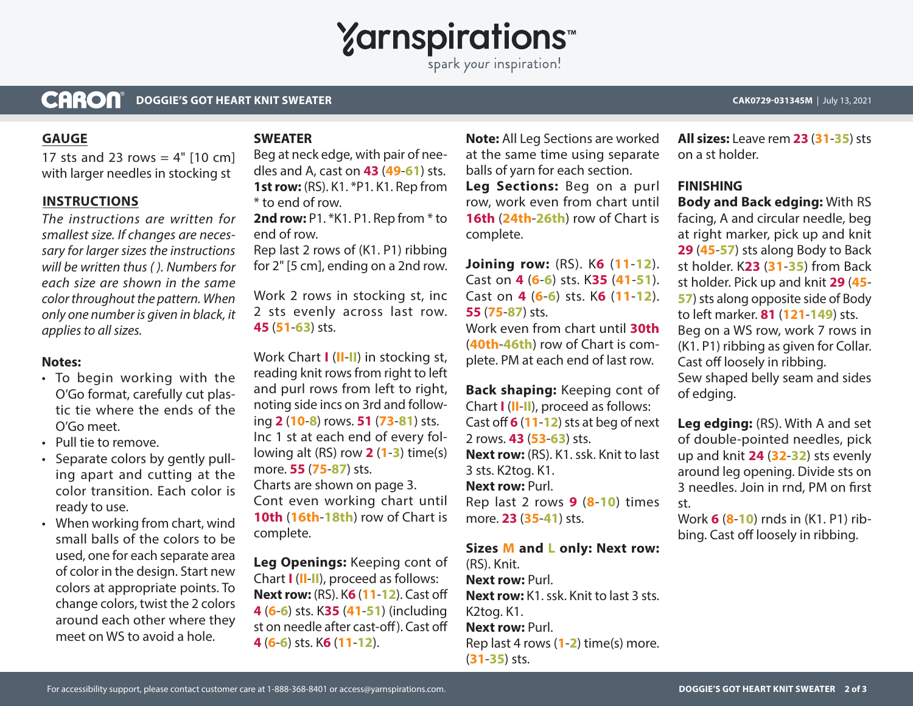## GAUGE

17 sts and 23 rows = 4" [10 cm] with larger needles in stocking st

## INSTRUCTIONS

*The instructions are written for smallest size. If changes are necessary for larger sizes the instructions will be written thus ( ). Numbers for each size are shown in the same color throughout the pattern. When only one number is given in black, it applies to all sizes.*

### Notes:

- To begin working with the O'Go format, carefully cut plastic tie where the ends of the O'Go meet.
- Pull tie to remove.
- Separate colors by gently pulling apart and cutting at the color transition. Each color is ready to use.
- When working from chart, wind small balls of the colors to be used, one for each separate area of color in the design. Start new colors at appropriate points. To change colors, twist the 2 colors around each other where they meet on WS to avoid a hole.

## SWEATER

Beg at neck edge, with pair of needles and A, cast on **43** (**49**-**61**) sts.

**1st row:** (RS). K1. *P1. K1. Rep from * to end of row.

**2nd row:** P1. *K1. P1. Rep from * to end of row.

Rep last 2 rows of (K1. P1) ribbing for 2" [5 cm], ending on a 2nd row.

Work 2 rows in stocking st, inc 2 sts evenly across last row. **45** (**51**-**63**) sts.

Work Chart **I** (**II**-**II**) in stocking st, reading knit rows from right to left and purl rows from left to right, noting side incs on 3rd and following **2** (**10**-**8**) rows. **51** (**73**-**81**) sts. Inc 1 st at each end of every following alt (RS) row **2** (**1**-**3**) time(s) more. **55** (**75**-**87**) sts.

Charts are shown on page 3.

Cont even working chart until **10th** (**16th**-**18th**) row of Chart is complete.

**Leg Openings:** Keeping cont of Chart **I** (**II**-**II**), proceed as follows:

**Next row:** (RS). K**6** (**11**-**12**). Cast off **4** (**6**-**6**) sts. K**35** (**41**-**51**) (including st on needle after cast-off). Cast off **4** (**6**-**6**) sts. K**6** (**11**-**12**).

**Note:** All Leg Sections are worked at the same time using separate balls of yarn for each section.

**Leg Sections:** Beg on a purl row, work even from chart until **16th** (**24th**-**26th**) row of Chart is complete.

**Joining row:** (RS). K**6** (**11**-**12**). Cast on **4** (**6**-**6**) sts. K**35** (**41**-**51**). Cast on **4** (**6**-**6**) sts. K**6** (**11**-**12**). **55** (**75**-**87**) sts.

Work even from chart until **30th** (**40th**-**46th**) row of Chart is complete. PM at each end of last row.

**Back shaping:** Keeping cont of Chart **I** (**II**-**II**), proceed as follows:

Cast off **6** (**11**-**12**) sts at beg of next 2 rows. **43** (**53**-**63**) sts.

**Next row:** (RS). K1. ssk. Knit to last 3 sts. K2tog. K1.

**Next row:** Purl.

Rep last 2 rows **9** (**8**-**10**) times more. **23** (**35**-**41**) sts.

**Sizes M and L only: Next row:** (RS). Knit.

**Next row:** Purl.

**Next row:** K1. ssk. Knit to last 3 sts. K2tog. K1.

**Next row:** Purl.

Rep last 4 rows (**1**-**2**) time(s) more. (**31**-**35**) sts.

**All sizes:** Leave rem **23** (**31**-**35**) sts on a st holder.

## FINISHING

**Body and Back edging:** With RS facing, A and circular needle, beg at right marker, pick up and knit **29** (**45**-**57**) sts along Body to Back st holder. K**23** (**31**-**35**) from Back st holder. Pick up and knit **29** (**45**-**57**) sts along opposite side of Body to left marker. **81** (**121**-**149**) sts.

Beg on a WS row, work 7 rows in (K1. P1) ribbing as given for Collar. Cast off loosely in ribbing.

Sew shaped belly seam and sides of edging.

**Leg edging:** (RS). With A and set of double-pointed needles, pick up and knit **24** (**32**-**32**) sts evenly around leg opening. Divide sts on 3 needles. Join in rnd, PM on first st.

Work **6** (**8**-**10**) rnds in (K1. P1) ribbing. Cast off loosely in ribbing.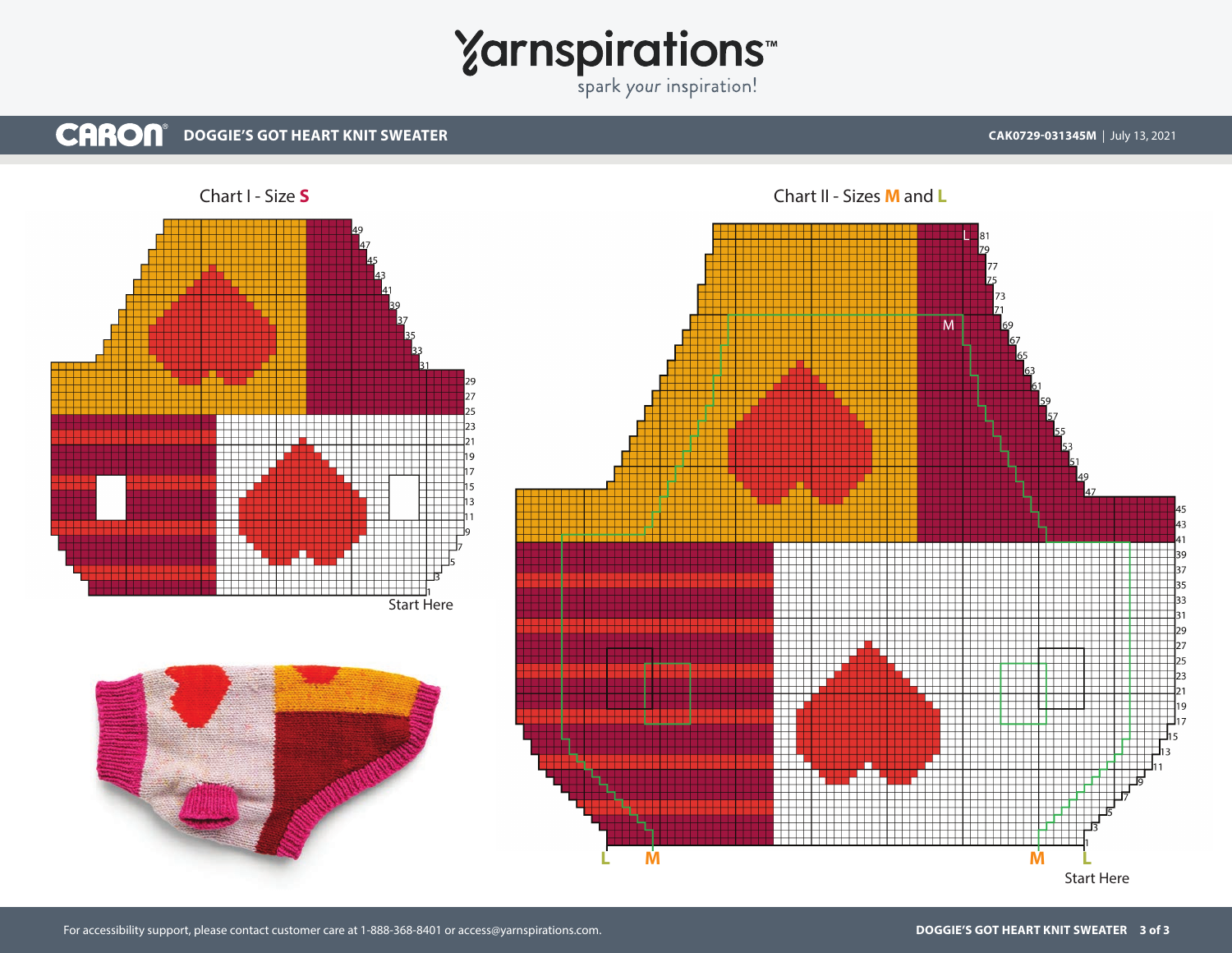## Chart I - Size S

49
47
45
43
41
39
37
35
33
31
29
27
25
23
21
19
17
15
13
11
9
7
5
3
1
Start Here

## Chart II - Sizes M and L

L
M
81
79
77
75
73
71
69
67
65
63
61
59
57
55
53
51
49
47
45
43
41
39
37
35
33
31
29
27
25
23
21
19
17
15
13
11
9
7
5
3
1
L M
M L
Start Here